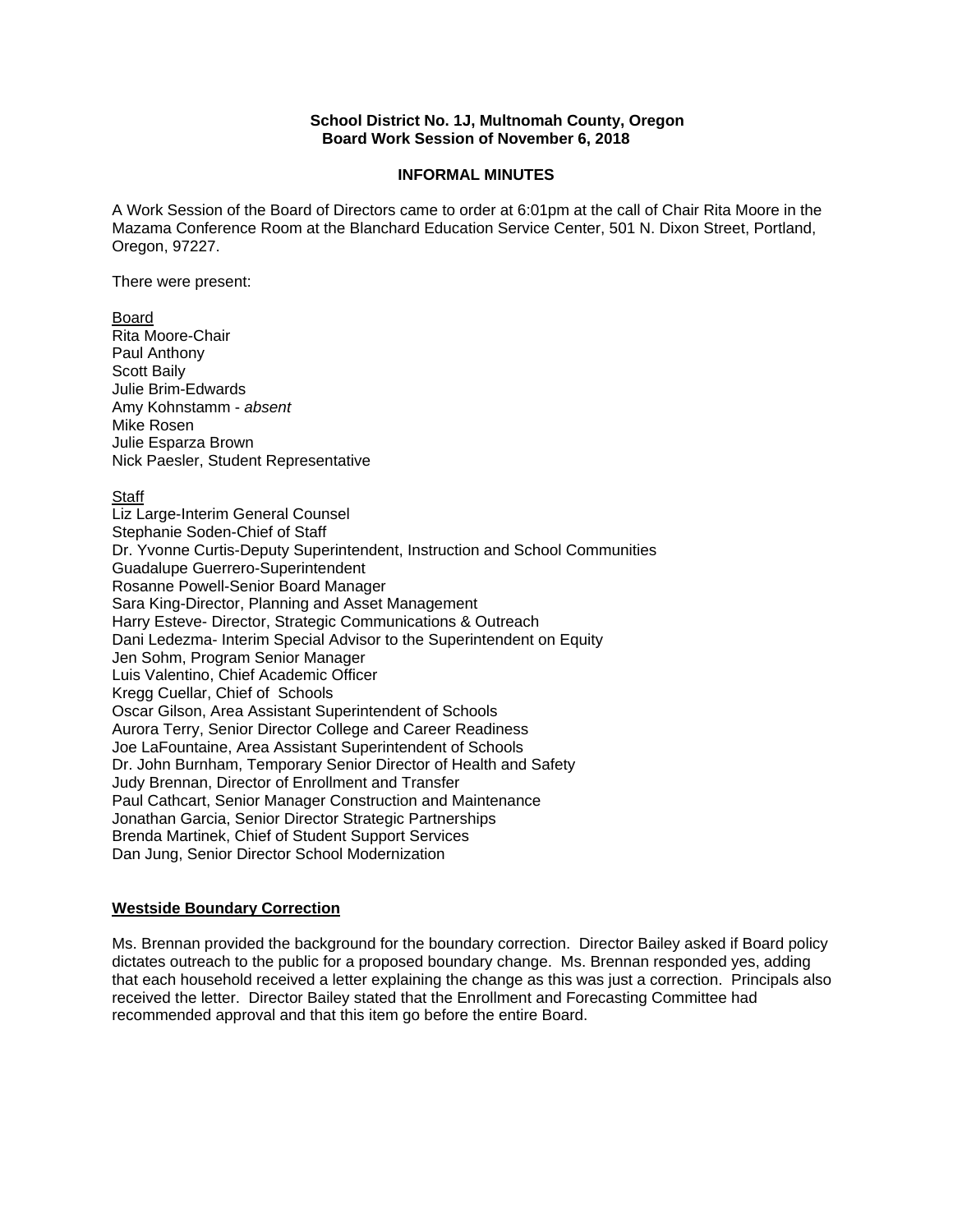**School District No. 1J, Multnomah County, Oregon**
**Board Work Session of November 6, 2018**

**INFORMAL MINUTES**

A Work Session of the Board of Directors came to order at 6:01pm at the call of Chair Rita Moore in the Mazama Conference Room at the Blanchard Education Service Center, 501 N. Dixon Street, Portland, Oregon, 97227.

There were present:

Board
Rita Moore-Chair
Paul Anthony
Scott Baily
Julie Brim-Edwards
Amy Kohnstamm - *absent*
Mike Rosen
Julie Esparza Brown
Nick Paesler, Student Representative

Staff
Liz Large-Interim General Counsel
Stephanie Soden-Chief of Staff
Dr. Yvonne Curtis-Deputy Superintendent, Instruction and School Communities
Guadalupe Guerrero-Superintendent
Rosanne Powell-Senior Board Manager
Sara King-Director, Planning and Asset Management
Harry Esteve- Director, Strategic Communications & Outreach
Dani Ledezma- Interim Special Advisor to the Superintendent on Equity
Jen Sohm, Program Senior Manager
Luis Valentino, Chief Academic Officer
Kregg Cuellar, Chief of Schools
Oscar Gilson, Area Assistant Superintendent of Schools
Aurora Terry, Senior Director College and Career Readiness
Joe LaFountaine, Area Assistant Superintendent of Schools
Dr. John Burnham, Temporary Senior Director of Health and Safety
Judy Brennan, Director of Enrollment and Transfer
Paul Cathcart, Senior Manager Construction and Maintenance
Jonathan Garcia, Senior Director Strategic Partnerships
Brenda Martinek, Chief of Student Support Services
Dan Jung, Senior Director School Modernization

**Westside Boundary Correction**

Ms. Brennan provided the background for the boundary correction. Director Bailey asked if Board policy dictates outreach to the public for a proposed boundary change. Ms. Brennan responded yes, adding that each household received a letter explaining the change as this was just a correction. Principals also received the letter. Director Bailey stated that the Enrollment and Forecasting Committee had recommended approval and that this item go before the entire Board.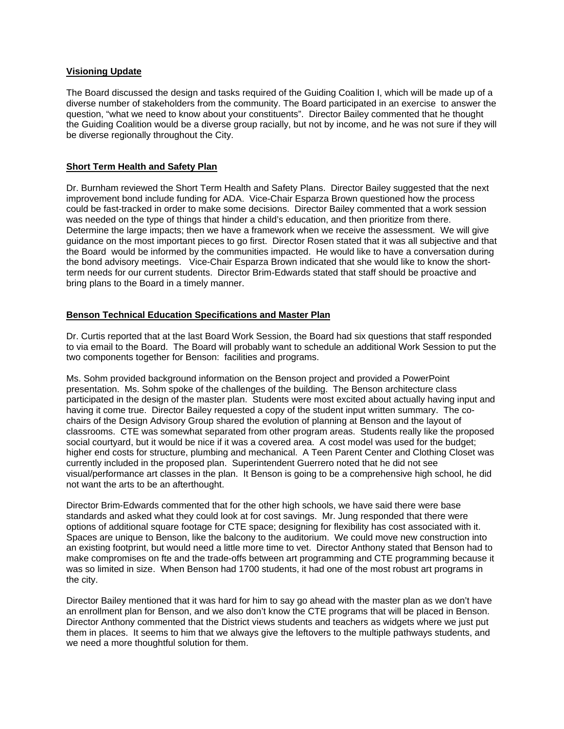**Visioning Update**

The Board discussed the design and tasks required of the Guiding Coalition I, which will be made up of a diverse number of stakeholders from the community. The Board participated in an exercise to answer the question, "what we need to know about your constituents". Director Bailey commented that he thought the Guiding Coalition would be a diverse group racially, but not by income, and he was not sure if they will be diverse regionally throughout the City.

**Short Term Health and Safety Plan**

Dr. Burnham reviewed the Short Term Health and Safety Plans. Director Bailey suggested that the next improvement bond include funding for ADA. Vice-Chair Esparza Brown questioned how the process could be fast-tracked in order to make some decisions. Director Bailey commented that a work session was needed on the type of things that hinder a child's education, and then prioritize from there. Determine the large impacts; then we have a framework when we receive the assessment. We will give guidance on the most important pieces to go first. Director Rosen stated that it was all subjective and that the Board would be informed by the communities impacted. He would like to have a conversation during the bond advisory meetings. Vice-Chair Esparza Brown indicated that she would like to know the short-term needs for our current students. Director Brim-Edwards stated that staff should be proactive and bring plans to the Board in a timely manner.

**Benson Technical Education Specifications and Master Plan**

Dr. Curtis reported that at the last Board Work Session, the Board had six questions that staff responded to via email to the Board. The Board will probably want to schedule an additional Work Session to put the two components together for Benson: facilities and programs.

Ms. Sohm provided background information on the Benson project and provided a PowerPoint presentation. Ms. Sohm spoke of the challenges of the building. The Benson architecture class participated in the design of the master plan. Students were most excited about actually having input and having it come true. Director Bailey requested a copy of the student input written summary. The co-chairs of the Design Advisory Group shared the evolution of planning at Benson and the layout of classrooms. CTE was somewhat separated from other program areas. Students really like the proposed social courtyard, but it would be nice if it was a covered area. A cost model was used for the budget; higher end costs for structure, plumbing and mechanical. A Teen Parent Center and Clothing Closet was currently included in the proposed plan. Superintendent Guerrero noted that he did not see visual/performance art classes in the plan. It Benson is going to be a comprehensive high school, he did not want the arts to be an afterthought.

Director Brim-Edwards commented that for the other high schools, we have said there were base standards and asked what they could look at for cost savings. Mr. Jung responded that there were options of additional square footage for CTE space; designing for flexibility has cost associated with it. Spaces are unique to Benson, like the balcony to the auditorium. We could move new construction into an existing footprint, but would need a little more time to vet. Director Anthony stated that Benson had to make compromises on fte and the trade-offs between art programming and CTE programming because it was so limited in size. When Benson had 1700 students, it had one of the most robust art programs in the city.

Director Bailey mentioned that it was hard for him to say go ahead with the master plan as we don't have an enrollment plan for Benson, and we also don't know the CTE programs that will be placed in Benson. Director Anthony commented that the District views students and teachers as widgets where we just put them in places. It seems to him that we always give the leftovers to the multiple pathways students, and we need a more thoughtful solution for them.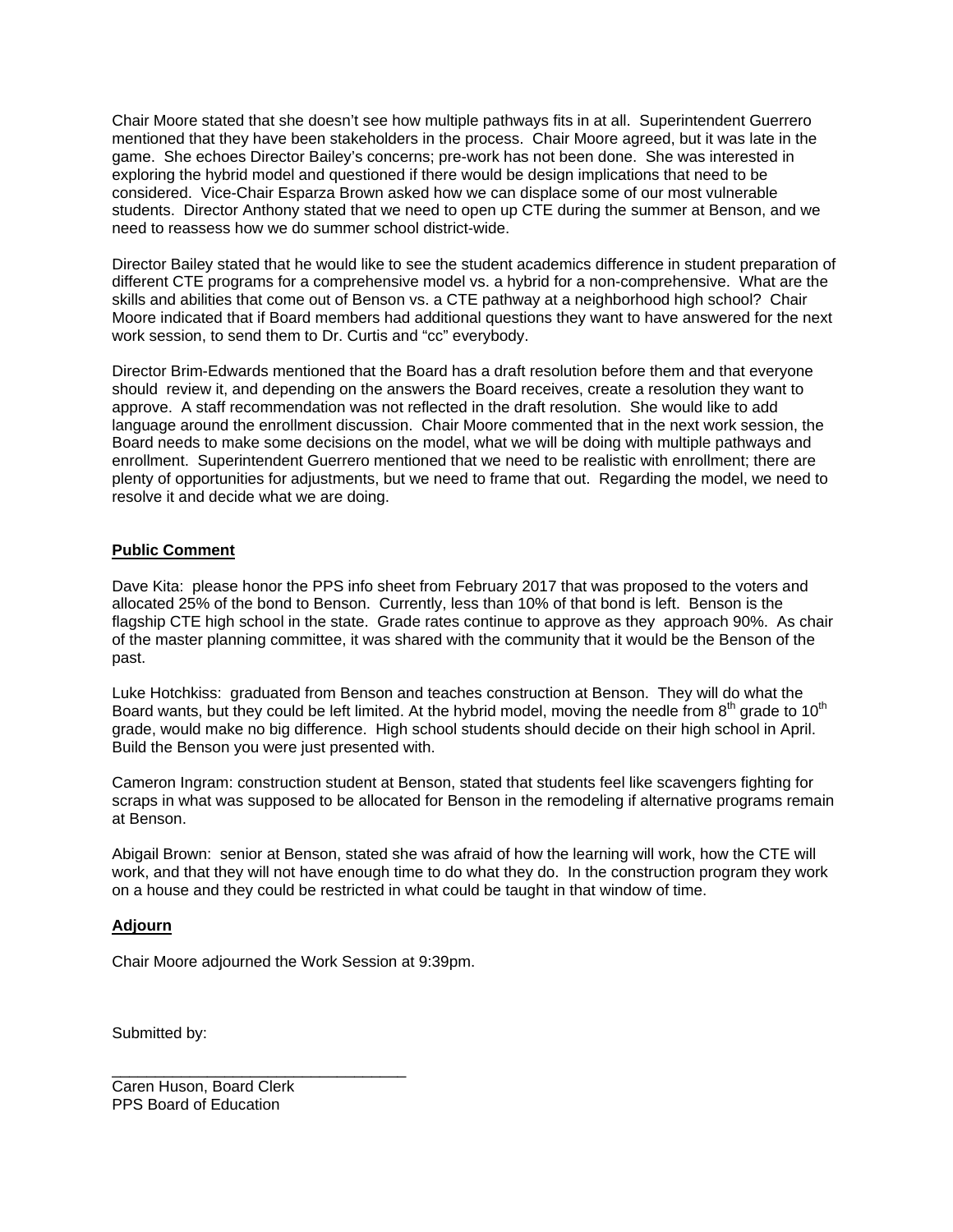Chair Moore stated that she doesn't see how multiple pathways fits in at all. Superintendent Guerrero mentioned that they have been stakeholders in the process. Chair Moore agreed, but it was late in the game. She echoes Director Bailey's concerns; pre-work has not been done. She was interested in exploring the hybrid model and questioned if there would be design implications that need to be considered. Vice-Chair Esparza Brown asked how we can displace some of our most vulnerable students. Director Anthony stated that we need to open up CTE during the summer at Benson, and we need to reassess how we do summer school district-wide.

Director Bailey stated that he would like to see the student academics difference in student preparation of different CTE programs for a comprehensive model vs. a hybrid for a non-comprehensive. What are the skills and abilities that come out of Benson vs. a CTE pathway at a neighborhood high school? Chair Moore indicated that if Board members had additional questions they want to have answered for the next work session, to send them to Dr. Curtis and "cc" everybody.

Director Brim-Edwards mentioned that the Board has a draft resolution before them and that everyone should review it, and depending on the answers the Board receives, create a resolution they want to approve. A staff recommendation was not reflected in the draft resolution. She would like to add language around the enrollment discussion. Chair Moore commented that in the next work session, the Board needs to make some decisions on the model, what we will be doing with multiple pathways and enrollment. Superintendent Guerrero mentioned that we need to be realistic with enrollment; there are plenty of opportunities for adjustments, but we need to frame that out. Regarding the model, we need to resolve it and decide what we are doing.

**Public Comment**

Dave Kita: please honor the PPS info sheet from February 2017 that was proposed to the voters and allocated 25% of the bond to Benson. Currently, less than 10% of that bond is left. Benson is the flagship CTE high school in the state. Grade rates continue to approve as they approach 90%. As chair of the master planning committee, it was shared with the community that it would be the Benson of the past.

Luke Hotchkiss: graduated from Benson and teaches construction at Benson. They will do what the Board wants, but they could be left limited. At the hybrid model, moving the needle from 8th grade to 10th grade, would make no big difference. High school students should decide on their high school in April. Build the Benson you were just presented with.

Cameron Ingram: construction student at Benson, stated that students feel like scavengers fighting for scraps in what was supposed to be allocated for Benson in the remodeling if alternative programs remain at Benson.

Abigail Brown: senior at Benson, stated she was afraid of how the learning will work, how the CTE will work, and that they will not have enough time to do what they do. In the construction program they work on a house and they could be restricted in what could be taught in that window of time.

**Adjourn**

Chair Moore adjourned the Work Session at 9:39pm.

Submitted by:

___________________________________
Caren Huson, Board Clerk
PPS Board of Education